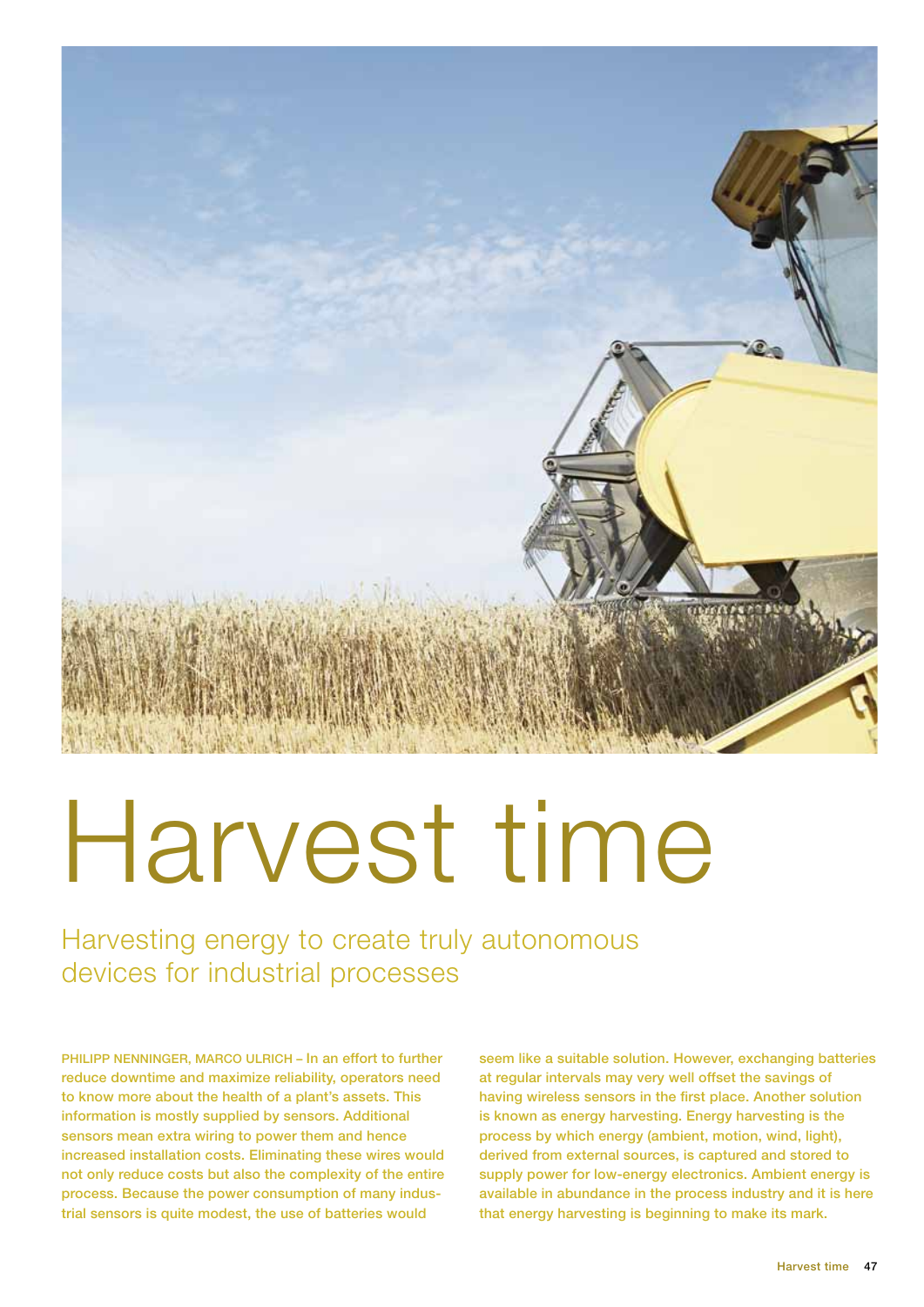# Harvest time

## Harvesting energy to create truly autonomous devices for industrial processes

PHILIPP NENNINGER, MARCO ULRICH – In an effort to further reduce downtime and maximize reliability, operators need to know more about the health of a plant's assets. This information is mostly supplied by sensors. Additional sensors mean extra wiring to power them and hence increased installation costs. Eliminating these wires would not only reduce costs but also the complexity of the entire process. Because the power consumption of many industrial sensors is quite modest, the use of batteries would seem like a suitable solution. However, exchanging batteries at regular intervals may very well offset the savings of having wireless sensors in the first place. Another solution is known as energy harvesting. Energy harvesting is the process by which energy (ambient, motion, wind, light), derived from external sources, is captured and stored to supply power for low-energy electronics. Ambient energy is available in abundance in the process industry and it is here that energy harvesting is beginning to make its mark.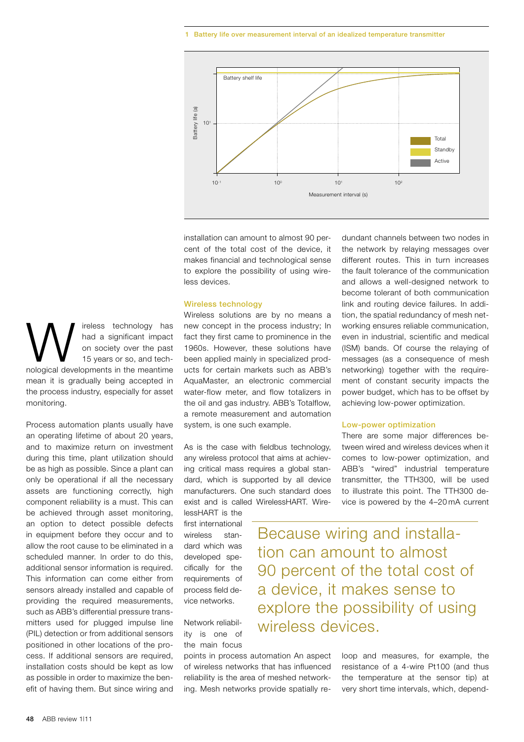1 Battery life over measurement interval of an idealized temperature transmitter

Battery shelf life

Battery life (a)

$10^1$

Total

Standby

Active

$10^{-1}$ $10^0$ $10^1$ $10^2$

Measurement interval (s)

Wireless technology has had a significant impact on society over the past 15 years or so, and technological developments in the meantime mean it is gradually being accepted in the process industry, especially for asset monitoring.

Process automation plants usually have an operating lifetime of about 20 years, and to maximize return on investment during this time, plant utilization should be as high as possible. Since a plant can only be operational if all the necessary assets are functioning correctly, high component reliability is a must. This can be achieved through asset monitoring, an option to detect possible defects in equipment before they occur and to allow the root cause to be eliminated in a scheduled manner. In order to do this, additional sensor information is required. This information can come either from sensors already installed and capable of providing the required measurements, such as ABB's differential pressure transmitters used for plugged impulse line (PIL) detection or from additional sensors positioned in other locations of the process. If additional sensors are required, installation costs should be kept as low as possible in order to maximize the benefit of having them. But since wiring and installation can amount to almost 90 percent of the total cost of the device, it makes financial and technological sense to explore the possibility of using wireless devices.

## Wireless technology

Wireless solutions are by no means a new concept in the process industry; In fact they first came to prominence in the 1960s. However, these solutions have been applied mainly in specialized products for certain markets such as ABB's AquaMaster, an electronic commercial water-flow meter, and flow totalizers in the oil and gas industry. ABB's Totalflow, a remote measurement and automation system, is one such example.

As is the case with fieldbus technology, any wireless protocol that aims at achieving critical mass requires a global standard, which is supported by all device manufacturers. One such standard does exist and is called WirelessHART. WirelessHART is the first international wireless standard which was developed specifically for the requirements of process field device networks.

> Because wiring and installation can amount to almost 90 percent of the total cost of a device, it makes sense to explore the possibility of using wireless devices.

Network reliability is one of the main focus points in process automation An aspect of wireless networks that has influenced reliability is the area of meshed networking. Mesh networks provide spatially redundant channels between two nodes in the network by relaying messages over different routes. This in turn increases the fault tolerance of the communication and allows a well-designed network to become tolerant of both communication link and routing device failures. In addition, the spatial redundancy of mesh networking ensures reliable communication, even in industrial, scientific and medical (ISM) bands. Of course the relaying of messages (as a consequence of mesh networking) together with the requirement of constant security impacts the power budget, which has to be offset by achieving low-power optimization.

## Low-power optimization

There are some major differences between wired and wireless devices when it comes to low-power optimization, and ABB's "wired" industrial temperature transmitter, the TTH300, will be used to illustrate this point. The TTH300 device is powered by the 4–20 mA current loop and measures, for example, the resistance of a 4-wire Pt100 (and thus the temperature at the sensor tip) at very short time intervals, which, depend-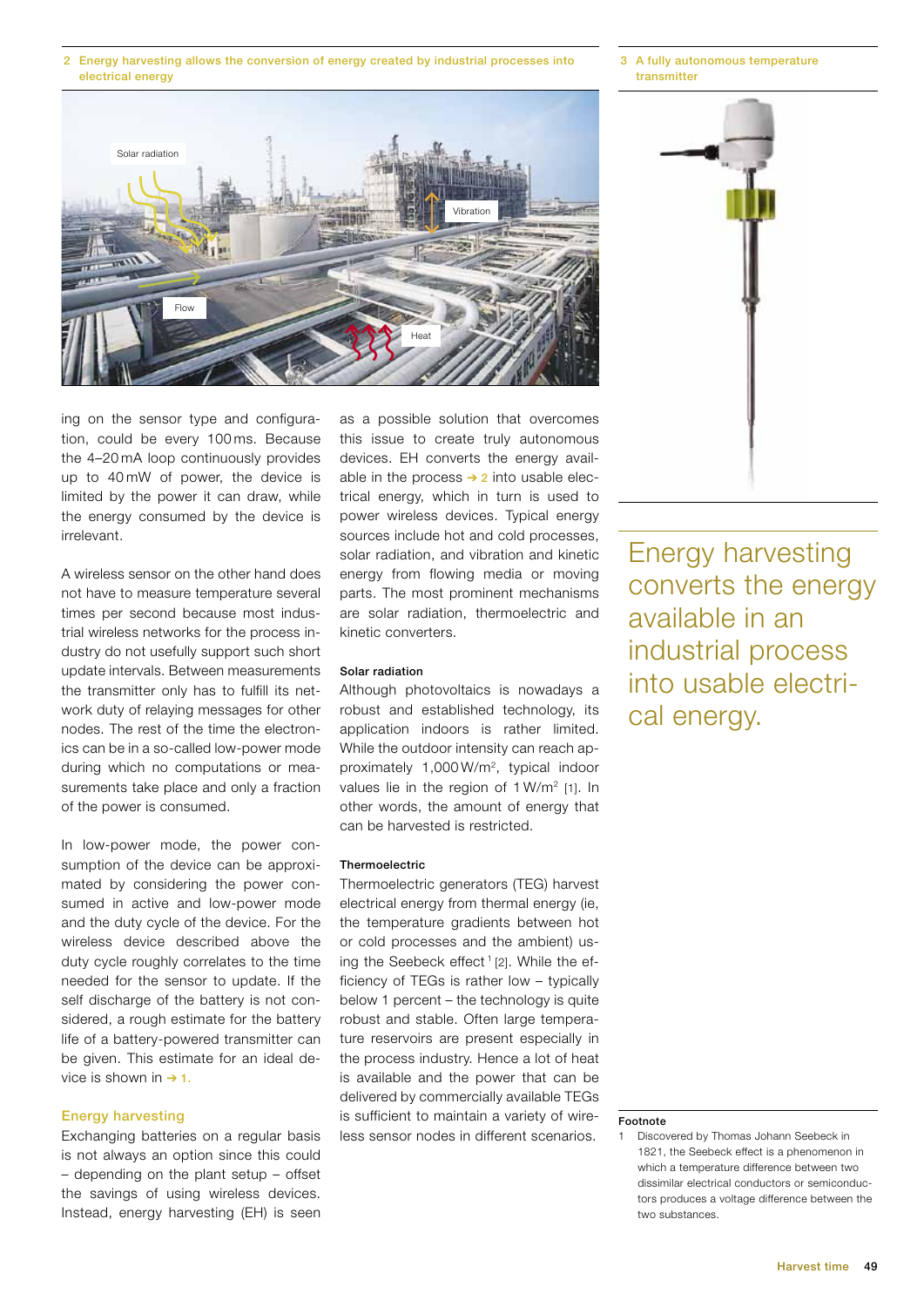2 Energy harvesting allows the conversion of energy created by industrial processes into electrical energy

3 A fully autonomous temperature transmitter

ing on the sensor type and configuration, could be every 100 ms. Because the 4–20 mA loop continuously provides up to 40 mW of power, the device is limited by the power it can draw, while the energy consumed by the device is irrelevant.

A wireless sensor on the other hand does not have to measure temperature several times per second because most industrial wireless networks for the process industry do not usefully support such short update intervals. Between measurements the transmitter only has to fulfill its network duty of relaying messages for other nodes. The rest of the time the electronics can be in a so-called low-power mode during which no computations or measurements take place and only a fraction of the power is consumed.

In low-power mode, the power consumption of the device can be approximated by considering the power consumed in active and low-power mode and the duty cycle of the device. For the wireless device described above the duty cycle roughly correlates to the time needed for the sensor to update. If the self discharge of the battery is not considered, a rough estimate for the battery life of a battery-powered transmitter can be given. This estimate for an ideal device is shown in → 1.

## Energy harvesting

Exchanging batteries on a regular basis is not always an option since this could – depending on the plant setup – offset the savings of using wireless devices. Instead, energy harvesting (EH) is seen as a possible solution that overcomes this issue to create truly autonomous devices. EH converts the energy available in the process → 2 into usable electrical energy, which in turn is used to power wireless devices. Typical energy sources include hot and cold processes, solar radiation, and vibration and kinetic energy from flowing media or moving parts. The most prominent mechanisms are solar radiation, thermoelectric and kinetic converters.

### Solar radiation

Although photovoltaics is nowadays a robust and established technology, its application indoors is rather limited. While the outdoor intensity can reach approximately 1,000 W/m$^2$, typical indoor values lie in the region of 1 W/m$^2$ [1]. In other words, the amount of energy that can be harvested is restricted.

### Thermoelectric

Thermoelectric generators (TEG) harvest electrical energy from thermal energy (ie, the temperature gradients between hot or cold processes and the ambient) using the Seebeck effect [1] [2]. While the efficiency of TEGs is rather low – typically below 1 percent – the technology is quite robust and stable. Often large temperature reservoirs are present especially in the process industry. Hence a lot of heat is available and the power that can be delivered by commercially available TEGs is sufficient to maintain a variety of wireless sensor nodes in different scenarios.

Energy harvesting converts the energy available in an industrial process into usable electrical energy.

**Footnote**

1 Discovered by Thomas Johann Seebeck in 1821, the Seebeck effect is a phenomenon in which a temperature difference between two dissimilar electrical conductors or semiconductors produces a voltage difference between the two substances.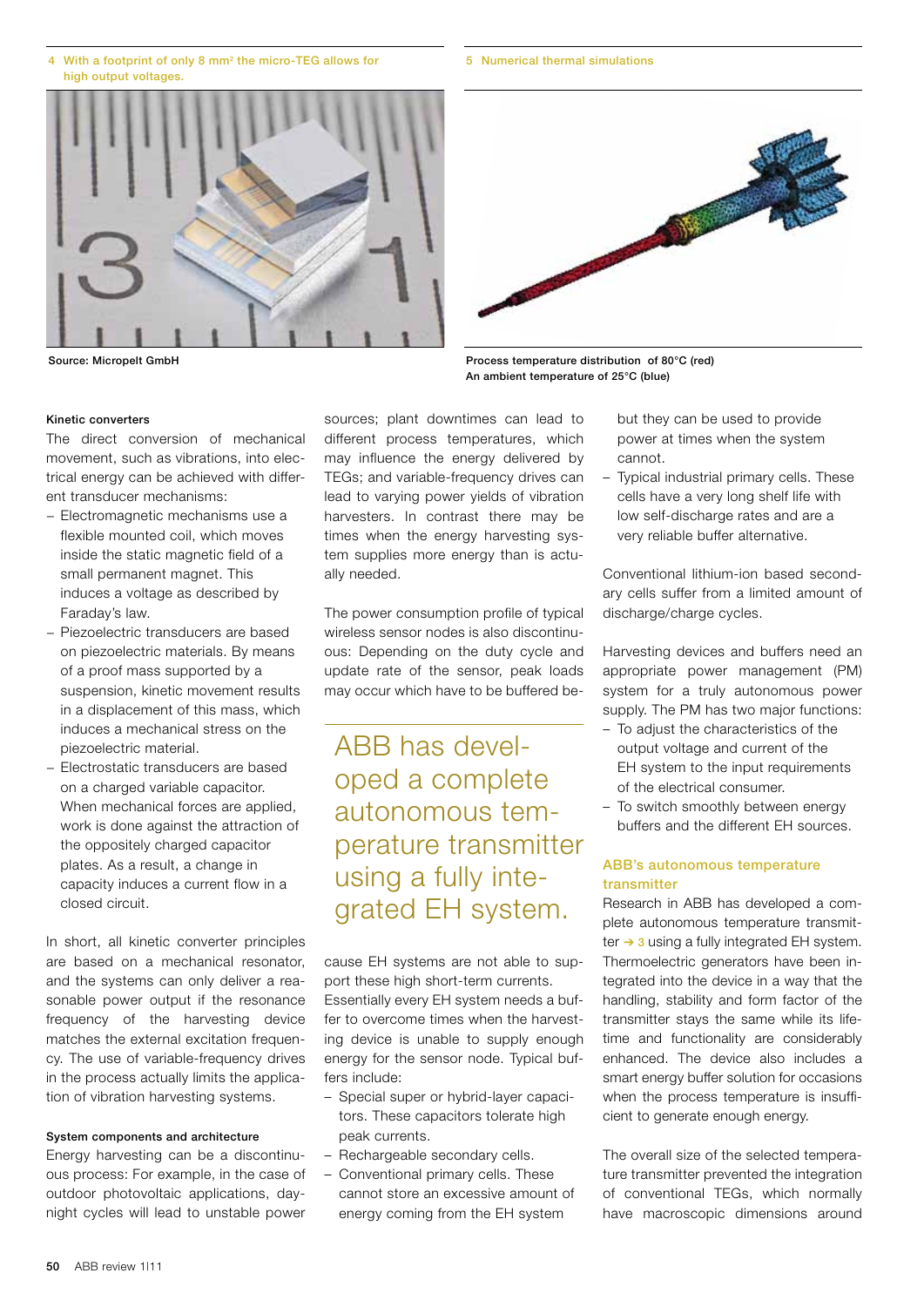4 With a footprint of only 8 $mm^2$ the micro-TEG allows for high output voltages.

Source: Micropelt GmbH

5 Numerical thermal simulations

Process temperature distribution of 80°C (red)
An ambient temperature of 25°C (blue)

#### Kinetic converters

The direct conversion of mechanical movement, such as vibrations, into electrical energy can be achieved with different transducer mechanisms:

- Electromagnetic mechanisms use a flexible mounted coil, which moves inside the static magnetic field of a small permanent magnet. This induces a voltage as described by Faraday's law.
- Piezoelectric transducers are based on piezoelectric materials. By means of a proof mass supported by a suspension, kinetic movement results in a displacement of this mass, which induces a mechanical stress on the piezoelectric material.
- Electrostatic transducers are based on a charged variable capacitor. When mechanical forces are applied, work is done against the attraction of the oppositely charged capacitor plates. As a result, a change in capacity induces a current flow in a closed circuit.

In short, all kinetic converter principles are based on a mechanical resonator, and the systems can only deliver a reasonable power output if the resonance frequency of the harvesting device matches the external excitation frequency. The use of variable-frequency drives in the process actually limits the application of vibration harvesting systems.

#### System components and architecture

Energy harvesting can be a discontinuous process: For example, in the case of outdoor photovoltaic applications, day-night cycles will lead to unstable power sources; plant downtimes can lead to different process temperatures, which may influence the energy delivered by TEGs; and variable-frequency drives can lead to varying power yields of vibration harvesters. In contrast there may be times when the energy harvesting system supplies more energy than is actually needed.

The power consumption profile of typical wireless sensor nodes is also discontinuous: Depending on the duty cycle and update rate of the sensor, peak loads may occur which have to be buffered because EH systems are not able to support these high short-term currents. Essentially every EH system needs a buffer to overcome times when the harvesting device is unable to supply enough energy for the sensor node. Typical buffers include:

- Special super or hybrid-layer capacitors. These capacitors tolerate high peak currents.
- Rechargeable secondary cells.
- Conventional primary cells. These cannot store an excessive amount of energy coming from the EH system but they can be used to provide power at times when the system cannot.
- Typical industrial primary cells. These cells have a very long shelf life with low self-discharge rates and are a very reliable buffer alternative.

ABB has developed a complete autonomous temperature transmitter using a fully integrated EH system.

Conventional lithium-ion based secondary cells suffer from a limited amount of discharge/charge cycles.

Harvesting devices and buffers need an appropriate power management (PM) system for a truly autonomous power supply. The PM has two major functions:

- To adjust the characteristics of the output voltage and current of the EH system to the input requirements of the electrical consumer.
- To switch smoothly between energy buffers and the different EH sources.

### ABB's autonomous temperature transmitter

Research in ABB has developed a complete autonomous temperature transmitter → 3 using a fully integrated EH system. Thermoelectric generators have been integrated into the device in a way that the handling, stability and form factor of the transmitter stays the same while its lifetime and functionality are considerably enhanced. The device also includes a smart energy buffer solution for occasions when the process temperature is insufficient to generate enough energy.

The overall size of the selected temperature transmitter prevented the integration of conventional TEGs, which normally have macroscopic dimensions around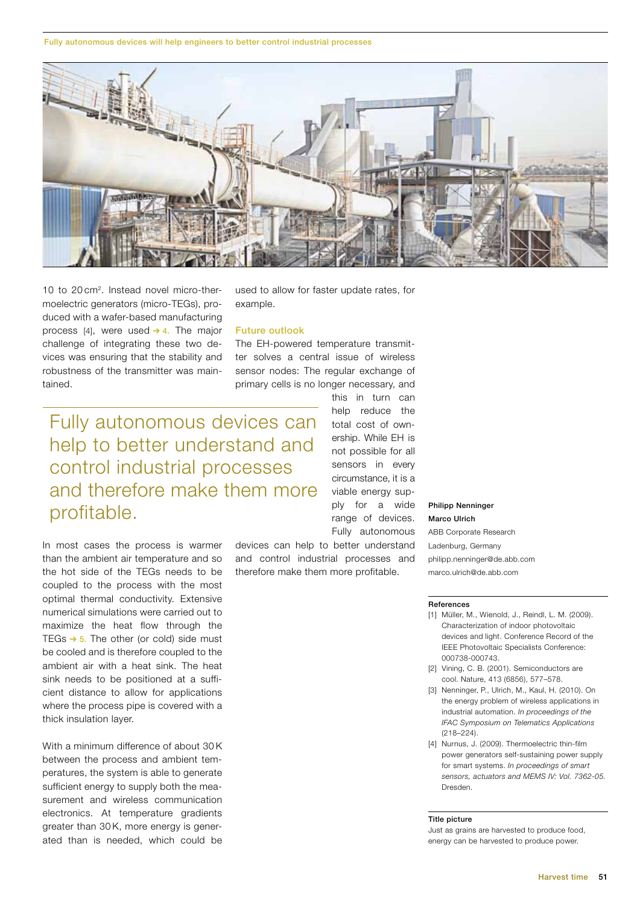10 to 20 cm$^2$. Instead novel micro-thermoelectric generators (micro-TEGs), produced with a wafer-based manufacturing process [4], were used → 4. The major challenge of integrating these two devices was ensuring that the stability and robustness of the transmitter was maintained.

Fully autonomous devices can help to better understand and control industrial processes and therefore make them more profitable.

In most cases the process is warmer than the ambient air temperature and so the hot side of the TEGs needs to be coupled to the process with the most optimal thermal conductivity. Extensive numerical simulations were carried out to maximize the heat flow through the TEGs → 5. The other (or cold) side must be cooled and is therefore coupled to the ambient air with a heat sink. The heat sink needs to be positioned at a sufficient distance to allow for applications where the process pipe is covered with a thick insulation layer.

With a minimum difference of about 30 K between the process and ambient temperatures, the system is able to generate sufficient energy to supply both the measurement and wireless communication electronics. At temperature gradients greater than 30 K, more energy is generated than is needed, which could be used to allow for faster update rates, for example.

## Future outlook

The EH-powered temperature transmitter solves a central issue of wireless sensor nodes: The regular exchange of primary cells is no longer necessary, and this in turn can help reduce the total cost of ownership. While EH is not possible for all sensors in every circumstance, it is a viable energy supply for a wide range of devices. Fully autonomous devices can help to better understand and control industrial processes and therefore make them more profitable.

**Philipp Nenninger**
**Marco Ulrich**
ABB Corporate Research
Ladenburg, Germany
philipp.nenninger@de.abb.com
marco.ulrich@de.abb.com

### References

[1] Müller, M., Wienold, J., Reindl, L. M. (2009). Characterization of indoor photovoltaic devices and light. Conference Record of the IEEE Photovoltaic Specialists Conference: 000738-000743.

[2] Vining, C. B. (2001). Semiconductors are cool. Nature, 413 (6856), 577–578.

[3] Nenninger, P., Ulrich, M., Kaul, H. (2010). On the energy problem of wireless applications in industrial automation. *In proceedings of the IFAC Symposium on Telematics Applications* (218–224).

[4] Nurnus, J. (2009). Thermoelectric thin-film power generators self-sustaining power supply for smart systems. *In proceedings of smart sensors, actuators and MEMS IV: Vol. 7362-05.* Dresden.

### Title picture

Just as grains are harvested to produce food, energy can be harvested to produce power.